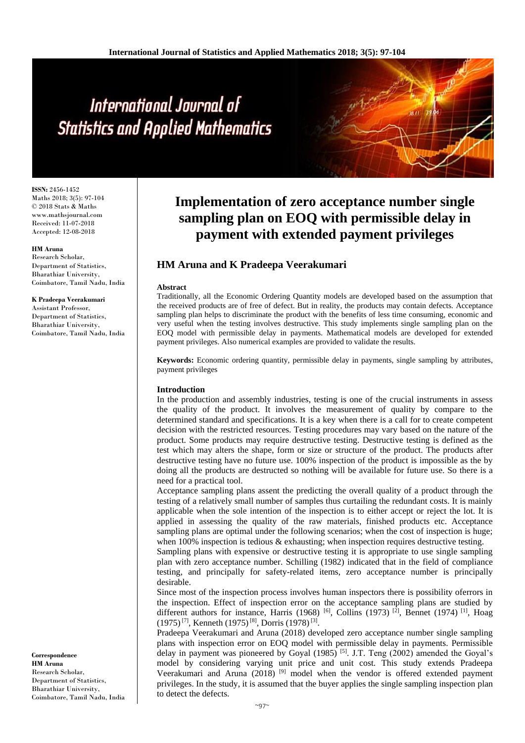**ISSN:** 2456-1452
Maths 2018; 3(5): 97-104
© 2018 Stats & Maths
www.mathsjournal.com
Received: 11-07-2018
Accepted: 12-08-2018

**HM Aruna**
Research Scholar, Department of Statistics, Bharathiar University, Coimbatore, Tamil Nadu, India

**K Pradeepa Veerakumari**
Assistant Professor, Department of Statistics, Bharathiar University, Coimbatore, Tamil Nadu, India

**Correspondence**
**HM Aruna**
Research Scholar, Department of Statistics, Bharathiar University, Coimbatore, Tamil Nadu, India

# Implementation of zero acceptance number single sampling plan on EOQ with permissible delay in payment with extended payment privileges

## HM Aruna and K Pradeepa Veerakumari

### Abstract

Traditionally, all the Economic Ordering Quantity models are developed based on the assumption that the received products are of free of defect. But in reality, the products may contain defects. Acceptance sampling plan helps to discriminate the product with the benefits of less time consuming, economic and very useful when the testing involves destructive. This study implements single sampling plan on the EOQ model with permissible delay in payments. Mathematical models are developed for extended payment privileges. Also numerical examples are provided to validate the results.

**Keywords:** Economic ordering quantity, permissible delay in payments, single sampling by attributes, payment privileges

### Introduction

In the production and assembly industries, testing is one of the crucial instruments in assess the quality of the product. It involves the measurement of quality by compare to the determined standard and specifications. It is a key when there is a call for to create competent decision with the restricted resources. Testing procedures may vary based on the nature of the product. Some products may require destructive testing. Destructive testing is defined as the test which may alters the shape, form or size or structure of the product. The products after destructive testing have no future use. 100% inspection of the product is impossible as the by doing all the products are destructed so nothing will be available for future use. So there is a need for a practical tool.

Acceptance sampling plans assent the predicting the overall quality of a product through the testing of a relatively small number of samples thus curtailing the redundant costs. It is mainly applicable when the sole intention of the inspection is to either accept or reject the lot. It is applied in assessing the quality of the raw materials, finished products etc. Acceptance sampling plans are optimal under the following scenarios; when the cost of inspection is huge; when 100% inspection is tedious & exhausting; when inspection requires destructive testing.

Sampling plans with expensive or destructive testing it is appropriate to use single sampling plan with zero acceptance number. Schilling (1982) indicated that in the field of compliance testing, and principally for safety-related items, zero acceptance number is principally desirable.

Since most of the inspection process involves human inspectors there is possibility oferrors in the inspection. Effect of inspection error on the acceptance sampling plans are studied by different authors for instance, Harris (1968) [6], Collins (1973) [2], Bennet (1974) [1], Hoag (1975) [7], Kenneth (1975) [8], Dorris (1978) [3].

Pradeepa Veerakumari and Aruna (2018) developed zero acceptance number single sampling plans with inspection error on EOQ model with permissible delay in payments. Permissible delay in payment was pioneered by Goyal (1985) [5]. J.T. Teng (2002) amended the Goyal's model by considering varying unit price and unit cost. This study extends Pradeepa Veerakumari and Aruna (2018) [9] model when the vendor is offered extended payment privileges. In the study, it is assumed that the buyer applies the single sampling inspection plan to detect the defects.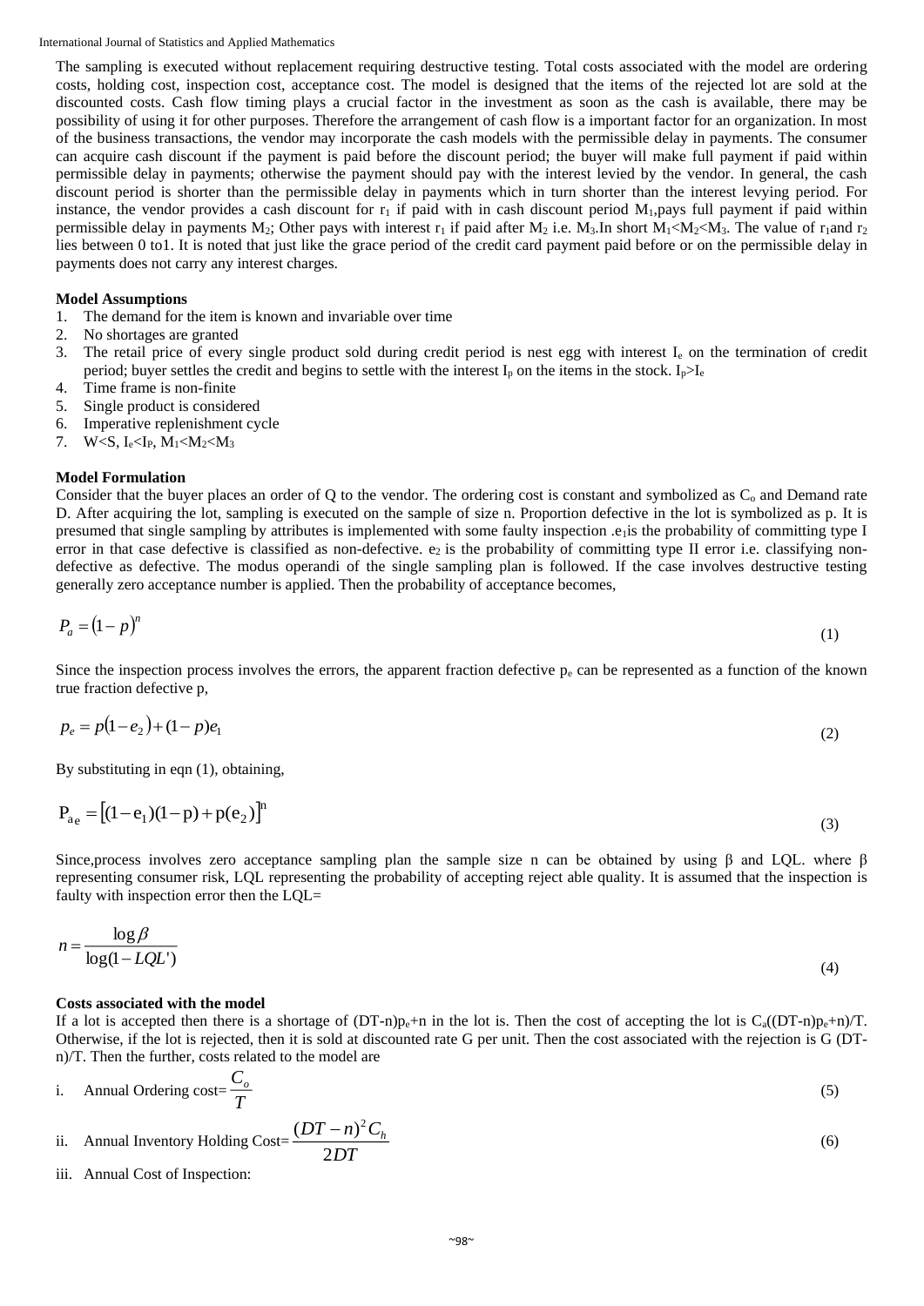The sampling is executed without replacement requiring destructive testing. Total costs associated with the model are ordering costs, holding cost, inspection cost, acceptance cost. The model is designed that the items of the rejected lot are sold at the discounted costs. Cash flow timing plays a crucial factor in the investment as soon as the cash is available, there may be possibility of using it for other purposes. Therefore the arrangement of cash flow is a important factor for an organization. In most of the business transactions, the vendor may incorporate the cash models with the permissible delay in payments. The consumer can acquire cash discount if the payment is paid before the discount period; the buyer will make full payment if paid within permissible delay in payments; otherwise the payment should pay with the interest levied by the vendor. In general, the cash discount period is shorter than the permissible delay in payments which in turn shorter than the interest levying period. For instance, the vendor provides a cash discount for $r_1$ if paid with in cash discount period $M_1$,pays full payment if paid within permissible delay in payments $M_2$; Other pays with interest $r_1$ if paid after $M_2$ i.e. $M_3$.In short $M_1<M_2<M_3$. The value of $r_1$and $r_2$ lies between 0 to1. It is noted that just like the grace period of the credit card payment paid before or on the permissible delay in payments does not carry any interest charges.

**Model Assumptions**

1. The demand for the item is known and invariable over time
2. No shortages are granted
3. The retail price of every single product sold during credit period is nest egg with interest $I_e$ on the termination of credit period; buyer settles the credit and begins to settle with the interest $I_p$ on the items in the stock. $I_p>I_e$
4. Time frame is non-finite
5. Single product is considered
6. Imperative replenishment cycle
7. W<S, $I_e<I_P$, $M_1<M_2<M_3$

**Model Formulation**

Consider that the buyer places an order of Q to the vendor. The ordering cost is constant and symbolized as $C_o$ and Demand rate D. After acquiring the lot, sampling is executed on the sample of size n. Proportion defective in the lot is symbolized as p. It is presumed that single sampling by attributes is implemented with some faulty inspection .$e_1$is the probability of committing type I error in that case defective is classified as non-defective. $e_2$ is the probability of committing type II error i.e. classifying non-defective as defective. The modus operandi of the single sampling plan is followed. If the case involves destructive testing generally zero acceptance number is applied. Then the probability of acceptance becomes,

$$P_a = (1-p)^n \tag{1}$$

Since the inspection process involves the errors, the apparent fraction defective $p_e$ can be represented as a function of the known true fraction defective p,

$$p_e = p(1-e_2) + (1-p)e_1 \tag{2}$$

By substituting in eqn (1), obtaining,

$$\mathrm{P_{a_e}} = \left[(1-\mathrm{e_1})(1-\mathrm{p}) + \mathrm{p}(\mathrm{e_2})\right]^{\mathrm{n}} \tag{3}$$

Since,process involves zero acceptance sampling plan the sample size n can be obtained by using β and LQL. where β representing consumer risk, LQL representing the probability of accepting reject able quality. It is assumed that the inspection is faulty with inspection error then the LQL=

$$n = \frac{\log \beta}{\log(1-LQL')} \tag{4}$$

**Costs associated with the model**

If a lot is accepted then there is a shortage of $(DT-n)p_e+n$ in the lot is. Then the cost of accepting the lot is $C_a((DT-n)p_e+n)/T$. Otherwise, if the lot is rejected, then it is sold at discounted rate G per unit. Then the cost associated with the rejection is $G(DT-n)/T$. Then the further, costs related to the model are

i. Annual Ordering cost= $\dfrac{C_o}{T}$ (5)

ii. Annual Inventory Holding Cost= $\dfrac{(DT-n)^2 C_h}{2DT}$ (6)

iii. Annual Cost of Inspection: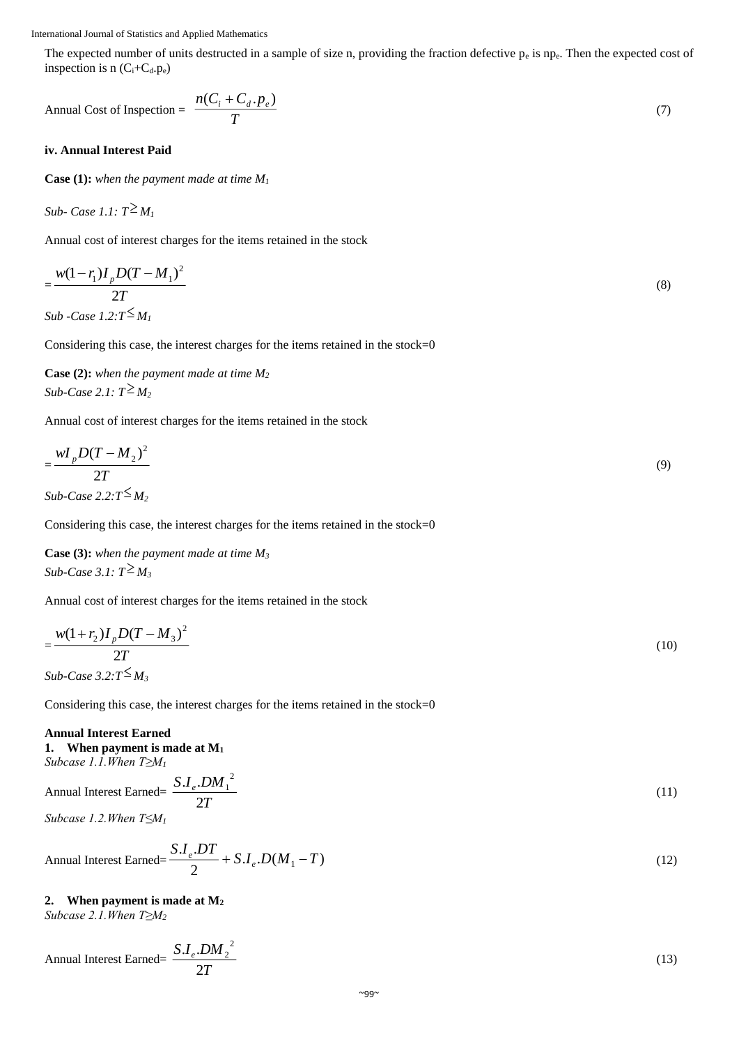The expected number of units destructed in a sample of size n, providing the fraction defective $p_e$ is $np_e$. Then the expected cost of inspection is $n(C_i+C_d.p_e)$

$$\text{Annual Cost of Inspection} = \frac{n(C_i + C_d.p_e)}{T} \tag{7}$$

**iv. Annual Interest Paid**

**Case (1):** *when the payment made at time $M_1$*

*Sub- Case 1.1: $T \geq M_1$*

Annual cost of interest charges for the items retained in the stock

$$= \frac{w(1-r_1)I_p D(T-M_1)^2}{2T} \tag{8}$$

*Sub -Case 1.2: $T \leq M_1$*

Considering this case, the interest charges for the items retained in the stock=0

**Case (2):** *when the payment made at time $M_2$*

*Sub-Case 2.1: $T \geq M_2$*

Annual cost of interest charges for the items retained in the stock

$$= \frac{wI_p D(T-M_2)^2}{2T} \tag{9}$$

*Sub-Case 2.2: $T \leq M_2$*

Considering this case, the interest charges for the items retained in the stock=0

**Case (3):** *when the payment made at time $M_3$*

*Sub-Case 3.1: $T \geq M_3$*

Annual cost of interest charges for the items retained in the stock

$$= \frac{w(1+r_2)I_p D(T-M_3)^2}{2T} \tag{10}$$

*Sub-Case 3.2: $T \leq M_3$*

Considering this case, the interest charges for the items retained in the stock=0

**Annual Interest Earned**

1. **When payment is made at $M_1$**

*Subcase 1.1. When $T \geq M_1$*

$$\text{Annual Interest Earned} = \frac{S.I_e.DM_1^{\,2}}{2T} \tag{11}$$

*Subcase 1.2. When $T \leq M_1$*

$$\text{Annual Interest Earned} = \frac{S.I_e.DT}{2} + S.I_e.D(M_1 - T) \tag{12}$$

2. **When payment is made at $M_2$**

*Subcase 2.1. When $T \geq M_2$*

$$\text{Annual Interest Earned} = \frac{S.I_e.DM_2^{\,2}}{2T} \tag{13}$$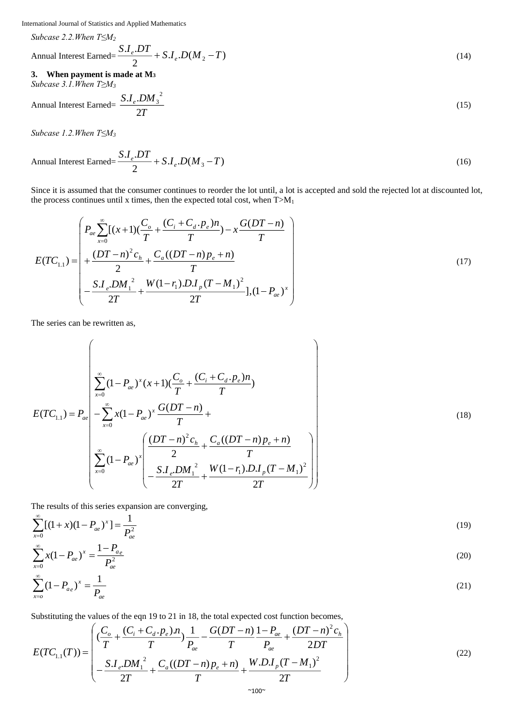*Subcase 2.2.When T≤M₂*

Annual Interest Earned= $\dfrac{S.I_e.DT}{2} + S.I_e.D(M_2 - T)$ (14)

**3. When payment is made at $M_3$**

*Subcase 3.1.When $T \geq M_3$*

Annual Interest Earned= $\dfrac{S.I_e.DM_3^{\;2}}{2T}$ (15)

*Subcase 1.2.When $T \leq M_3$*

Annual Interest Earned= $\dfrac{S.I_e.DT}{2} + S.I_e.D(M_3 - T)$ (16)

Since it is assumed that the consumer continues to reorder the lot until, a lot is accepted and sold the rejected lot at discounted lot, the process continues until x times, then the expected total cost, when $T > M_1$

$$E(TC_{1.1}) = \left( \begin{array}{l} P_{ae} \sum_{x=0}^{\infty} [(x+1)(\frac{C_o}{T} + \frac{(C_i + C_d.p_e)n}{T}) - x\frac{G(DT-n)}{T} \\ + \frac{(DT-n)^2 c_h}{2} + \frac{C_a((DT-n)p_e + n)}{T} \\ - \frac{S.I_e.DM_1^{\;2}}{2T} + \frac{W(1-r_1).D.I_p(T-M_1)^2}{2T}],(1-P_{ae})^x \end{array} \right) \tag{17}$$

The series can be rewritten as,

$$E(TC_{1.1}) = P_{ae} \left( \begin{array}{l} \sum_{x=0}^{\infty} (1-P_{ae})^x (x+1)(\frac{C_o}{T} + \frac{(C_i + C_d.p_e)n}{T}) \\ - \sum_{x=0}^{\infty} x(1-P_{ae})^x \frac{G(DT-n)}{T} + \\ \sum_{x=0}^{\infty} (1-P_{ae})^x \left( \begin{array}{l} \frac{(DT-n)^2 c_h}{2} + \frac{C_a((DT-n)p_e + n)}{T} \\ - \frac{S.I_e.DM_1^{\;2}}{2T} + \frac{W(1-r_1).D.I_p(T-M_1)^2}{2T} \end{array} \right) \end{array} \right) \tag{18}$$

The results of this series expansion are converging,

$$\sum_{x=0}^{\infty} [(1+x)(1-P_{ae})^x] = \frac{1}{P_{ae}^2} \tag{19}$$

$$\sum_{x=0}^{\infty} x(1-P_{ae})^x = \frac{1-P_{a_e}}{P_{ae}^2} \tag{20}$$

$$\sum_{x=o}^{\infty} (1-P_{a_e})^x = \frac{1}{P_{ae}} \tag{21}$$

Substituting the values of the eqn 19 to 21 in 18, the total expected cost function becomes,

$$E(TC_{1.1}(T)) = \left( \begin{array}{l} (\frac{C_o}{T} + \frac{(C_i + C_d.p_e).n}{T})\frac{1}{P_{ae}} - \frac{G(DT-n)}{T}\frac{1-P_{ae}}{P_{ae}} + \frac{(DT-n)^2 c_h}{2DT} \\ - \frac{S.I_e.DM_1^{\;2}}{2T} + \frac{C_a((DT-n)p_e + n)}{T} + \frac{W.D.I_p(T-M_1)^2}{2T} \end{array} \right) \tag{22}$$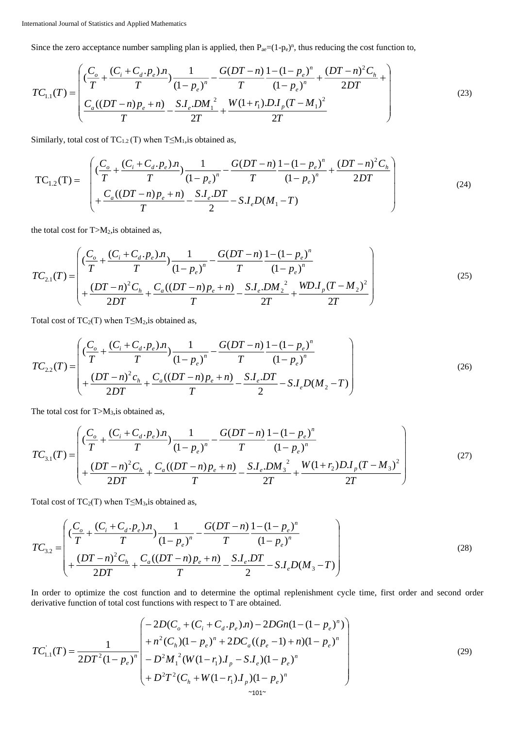Since the zero acceptance number sampling plan is applied, then $P_{ae}=(1-p_e)^n$, thus reducing the cost function to,

$$TC_{1.1}(T)=\begin{pmatrix}(\frac{C_o}{T}+\frac{(C_i+C_d.p_e).n}{T})\frac{1}{(1-p_e)^n}-\frac{G(DT-n)}{T}\frac{1-(1-p_e)^n}{(1-p_e)^n}+\frac{(DT-n)^2C_h}{2DT}+\\ \frac{C_a((DT-n)p_e+n)}{T}-\frac{S.I_e.DM_1{}^2}{2T}+\frac{W(1+r_1).D.I_p(T-M_1)^2}{2T}\end{pmatrix} \tag{23}$$

Similarly, total cost of $TC_{1.2}(T)$ when $T\leq M_1$, is obtained as,

$$TC_{1.2}(T)=\begin{pmatrix}(\frac{C_o}{T}+\frac{(C_i+C_d.p_e).n}{T})\frac{1}{(1-p_e)^n}-\frac{G(DT-n)}{T}\frac{1-(1-p_e)^n}{(1-p_e)^n}+\frac{(DT-n)^2C_h}{2DT}\\ +\frac{C_a((DT-n)p_e+n)}{T}-\frac{S.I_e.DT}{2}-S.I_eD(M_1-T)\end{pmatrix} \tag{24}$$

the total cost for $T>M_2$, is obtained as,

$$TC_{2.1}(T)=\begin{pmatrix}(\frac{C_o}{T}+\frac{(C_i+C_d.p_e).n}{T})\frac{1}{(1-p_e)^n}-\frac{G(DT-n)}{T}\frac{1-(1-p_e)^n}{(1-p_e)^n}\\ +\frac{(DT-n)^2C_h}{2DT}+\frac{C_a((DT-n)p_e+n)}{T}-\frac{S.I_e.DM_2{}^2}{2T}+\frac{WD.I_p(T-M_2)^2}{2T}\end{pmatrix} \tag{25}$$

Total cost of $TC_2(T)$ when $T\leq M_2$, is obtained as,

$$TC_{2.2}(T)=\begin{pmatrix}(\frac{C_o}{T}+\frac{(C_i+C_d.p_e).n}{T})\frac{1}{(1-p_e)^n}-\frac{G(DT-n)}{T}\frac{1-(1-p_e)^n}{(1-p_e)^n}\\ +\frac{(DT-n)^2c_h}{2DT}+\frac{C_a((DT-n)p_e+n)}{T}-\frac{S.I_e.DT}{2}-S.I_eD(M_2-T)\end{pmatrix} \tag{26}$$

The total cost for $T>M_3$, is obtained as,

$$TC_{3.1}(T)=\begin{pmatrix}(\frac{C_o}{T}+\frac{(C_i+C_d.p_e).n}{T})\frac{1}{(1-p_e)^n}-\frac{G(DT-n)}{T}\frac{1-(1-p_e)^n}{(1-p_e)^n}\\ +\frac{(DT-n)^2C_h}{2DT}+\frac{C_a((DT-n)p_e+n)}{T}-\frac{S.I_e.DM_3{}^2}{2T}+\frac{W(1+r_2)D.I_p(T-M_3)^2}{2T}\end{pmatrix} \tag{27}$$

Total cost of $TC_2(T)$ when $T\leq M_3$, is obtained as,

$$TC_{3.2}=\begin{pmatrix}(\frac{C_o}{T}+\frac{(C_i+C_d.p_e).n}{T})\frac{1}{(1-p_e)^n}-\frac{G(DT-n)}{T}\frac{1-(1-p_e)^n}{(1-p_e)^n}\\ +\frac{(DT-n)^2C_h}{2DT}+\frac{C_a((DT-n)p_e+n)}{T}-\frac{S.I_e.DT}{2}-S.I_eD(M_3-T)\end{pmatrix} \tag{28}$$

In order to optimize the cost function and to determine the optimal replenishment cycle time, first order and second order derivative function of total cost functions with respect to T are obtained.

$$TC_{1.1}^{'}(T)=\frac{1}{2DT^2(1-p_e)^n}\begin{pmatrix}-2D(C_o+(C_i+C_d.p_e).n)-2DGn(1-(1-p_e)^n)\\ +n^2(C_h)(1-p_e)^n+2DC_a((p_e-1)+n)(1-p_e)^n\\ -D^2M_1{}^2(W(1-r_1).I_p-S.I_e)(1-p_e)^n\\ +D^2T^2(C_h+W(1-r_1).I_p)(1-p_e)^n\end{pmatrix} \tag{29}$$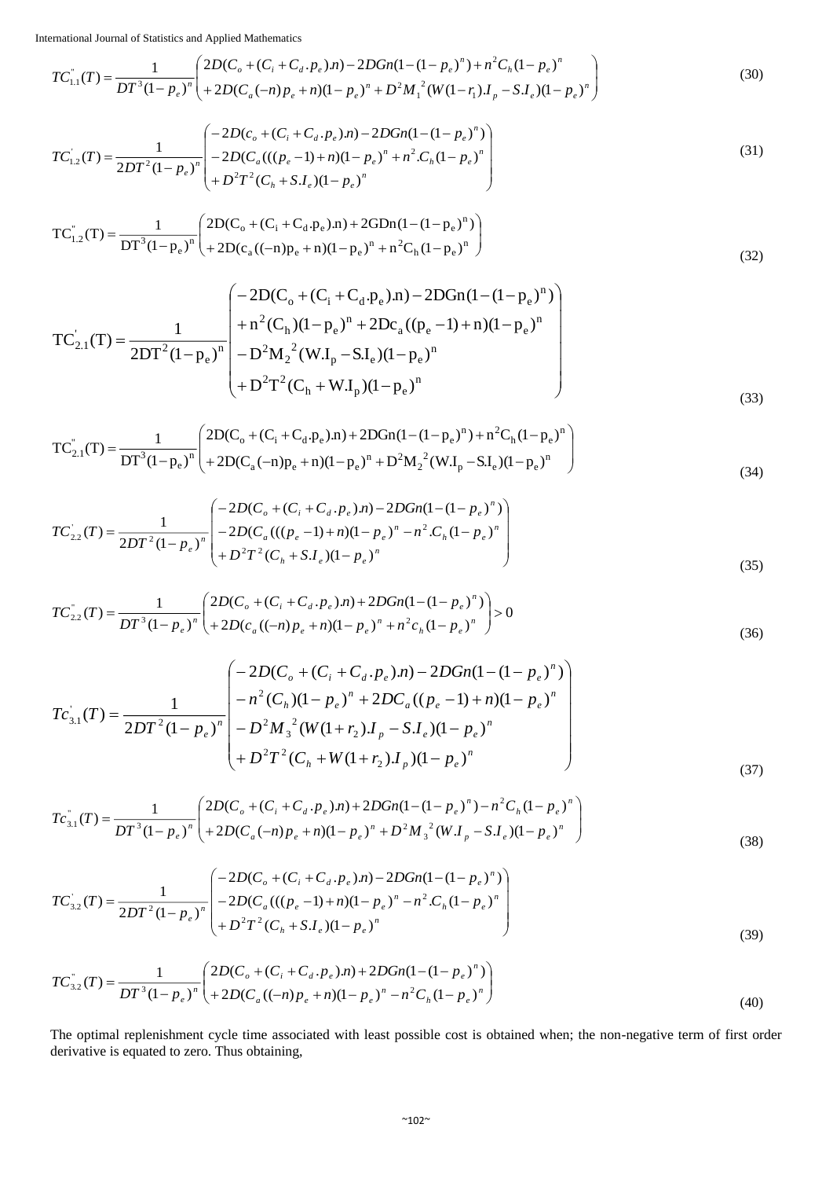$$TC_{1.1}^{''}(T) = \frac{1}{DT^3(1-p_e)^n}\begin{pmatrix} 2D(C_o + (C_i + C_d.p_e).n) - 2DGn(1-(1-p_e)^n) + n^2C_h(1-p_e)^n \\ +2D(C_a(-n)p_e + n)(1-p_e)^n + D^2{M_1}^2(W(1-r_1).I_p - S.I_e)(1-p_e)^n \end{pmatrix} \tag{30}$$

$$TC_{1.2}^{'}(T) = \frac{1}{2DT^2(1-p_e)^n}\begin{pmatrix} -2D(c_o + (C_i + C_d.p_e).n) - 2DGn(1-(1-p_e)^n) \\ -2D(C_a(((p_e-1)+n)(1-p_e)^n + n^2.C_h(1-p_e)^n \\ +D^2T^2(C_h + S.I_e)(1-p_e)^n \end{pmatrix} \tag{31}$$

$$TC_{1.2}^{''}(T) = \frac{1}{DT^3(1-p_e)^n}\begin{pmatrix} 2D(C_o + (C_i + C_d.p_e).n) + 2GDn(1-(1-p_e)^n) \\ +2D(c_a((-n)p_e + n)(1-p_e)^n + n^2C_h(1-p_e)^n \end{pmatrix} \tag{32}$$

$$TC_{2.1}^{'}(T) = \frac{1}{2DT^2(1-p_e)^n}\begin{pmatrix} -2D(C_o + (C_i + C_d.p_e).n) - 2DGn(1-(1-p_e)^n) \\ +n^2(C_h)(1-p_e)^n + 2Dc_a((p_e-1)+n)(1-p_e)^n \\ -D^2{M_2}^2(W.I_p - S.I_e)(1-p_e)^n \\ +D^2T^2(C_h + W.I_p)(1-p_e)^n \end{pmatrix} \tag{33}$$

$$TC_{2.1}^{''}(T) = \frac{1}{DT^3(1-p_e)^n}\begin{pmatrix} 2D(C_o + (C_i + C_d.p_e).n) + 2DGn(1-(1-p_e)^n) + n^2C_h(1-p_e)^n \\ +2D(C_a(-n)p_e + n)(1-p_e)^n + D^2{M_2}^2(W.I_p - S.I_e)(1-p_e)^n \end{pmatrix} \tag{34}$$

$$TC_{2.2}^{'}(T) = \frac{1}{2DT^2(1-p_e)^n}\begin{pmatrix} -2D(C_o + (C_i + C_d.p_e).n) - 2DGn(1-(1-p_e)^n) \\ -2D(C_a(((p_e-1)+n)(1-p_e)^n - n^2.C_h(1-p_e)^n \\ +D^2T^2(C_h + S.I_e)(1-p_e)^n \end{pmatrix} \tag{35}$$

$$TC_{2.2}^{''}(T) = \frac{1}{DT^3(1-p_e)^n}\begin{pmatrix} 2D(C_o + (C_i + C_d.p_e).n) + 2DGn(1-(1-p_e)^n) \\ +2D(c_a((-n)p_e + n)(1-p_e)^n + n^2c_h(1-p_e)^n \end{pmatrix} > 0 \tag{36}$$

$$Tc_{3.1}^{'}(T) = \frac{1}{2DT^2(1-p_e)^n}\begin{pmatrix} -2D(C_o + (C_i + C_d.p_e).n) - 2DGn(1-(1-p_e)^n) \\ -n^2(C_h)(1-p_e)^n + 2DC_a((p_e-1)+n)(1-p_e)^n \\ -D^2{M_3}^2(W(1+r_2).I_p - S.I_e)(1-p_e)^n \\ +D^2T^2(C_h + W(1+r_2).I_p)(1-p_e)^n \end{pmatrix} \tag{37}$$

$$Tc_{3.1}^{''}(T) = \frac{1}{DT^3(1-p_e)^n}\begin{pmatrix} 2D(C_o + (C_i + C_d.p_e).n) + 2DGn(1-(1-p_e)^n) - n^2C_h(1-p_e)^n \\ +2D(C_a(-n)p_e + n)(1-p_e)^n + D^2{M_3}^2(W.I_p - S.I_e)(1-p_e)^n \end{pmatrix} \tag{38}$$

$$TC_{3.2}^{'}(T) = \frac{1}{2DT^2(1-p_e)^n}\begin{pmatrix} -2D(C_o + (C_i + C_d.p_e).n) - 2DGn(1-(1-p_e)^n) \\ -2D(C_a(((p_e-1)+n)(1-p_e)^n - n^2.C_h(1-p_e)^n \\ +D^2T^2(C_h + S.I_e)(1-p_e)^n \end{pmatrix} \tag{39}$$

$$TC_{3.2}^{''}(T) = \frac{1}{DT^3(1-p_e)^n}\begin{pmatrix} 2D(C_o + (C_i + C_d.p_e).n) + 2DGn(1-(1-p_e)^n) \\ +2D(C_a((-n)p_e + n)(1-p_e)^n - n^2C_h(1-p_e)^n \end{pmatrix} \tag{40}$$

The optimal replenishment cycle time associated with least possible cost is obtained when; the non-negative term of first order derivative is equated to zero. Thus obtaining,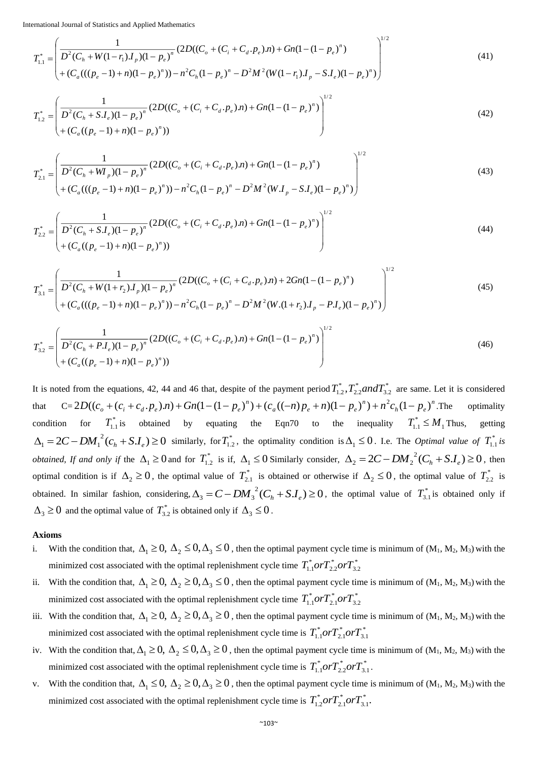$$T_{1.1}^* = \left( \begin{array}{l} \dfrac{1}{D^2(C_h + W(1-r_1).I_p)(1-p_e)^n}(2D((C_o + (C_i + C_d.p_e).n) + Gn(1-(1-p_e)^n) \\ + (C_a(((p_e - 1) + n)(1-p_e)^n)) - n^2 C_h (1-p_e)^n - D^2 M^2 (W(1-r_1).I_p - S.I_e)(1-p_e)^n) \end{array} \right)^{1/2} \tag{41}$$

$$T_{1.2}^* = \left( \begin{array}{l} \dfrac{1}{D^2(C_h + S.I_e)(1-p_e)^n}(2D((C_o + (C_i + C_d.p_e).n) + Gn(1-(1-p_e)^n) \\ + (C_a((p_e - 1) + n)(1-p_e)^n)) \end{array} \right)^{1/2} \tag{42}$$

$$T_{2.1}^* = \left( \begin{array}{l} \dfrac{1}{D^2(C_h + WI_p)(1-p_e)^n}(2D((C_o + (C_i + C_d.p_e).n) + Gn(1-(1-p_e)^n) \\ + (C_a(((p_e - 1) + n)(1-p_e)^n)) - n^2 C_h (1-p_e)^n - D^2 M^2 (W.I_p - S.I_e)(1-p_e)^n) \end{array} \right)^{1/2} \tag{43}$$

$$T_{2.2}^* = \left( \begin{array}{l} \dfrac{1}{D^2(C_h + S.I_e)(1-p_e)^n}(2D((C_o + (C_i + C_d.p_e).n) + Gn(1-(1-p_e)^n) \\ + (C_a((p_e - 1) + n)(1-p_e)^n)) \end{array} \right)^{1/2} \tag{44}$$

$$T_{3.1}^* = \left( \begin{array}{l} \dfrac{1}{D^2(C_h + W(1+r_2).I_p)(1-p_e)^n}(2D((C_o + (C_i + C_d.p_e).n) + 2Gn(1-(1-p_e)^n) \\ + (C_a(((p_e - 1) + n)(1-p_e)^n)) - n^2 C_h (1-p_e)^n - D^2 M^2 (W.(1+r_2).I_p - P.I_e)(1-p_e)^n) \end{array} \right)^{1/2} \tag{45}$$

$$T_{3.2}^* = \left( \begin{array}{l} \dfrac{1}{D^2(C_h + P.I_e)(1-p_e)^n}(2D((C_o + (C_i + C_d.p_e).n) + Gn(1-(1-p_e)^n) \\ + (C_a((p_e - 1) + n)(1-p_e)^n)) \end{array} \right)^{1/2} \tag{46}$$

It is noted from the equations, 42, 44 and 46 that, despite of the payment period $T_{1.2}^*, T_{2.2}^* and T_{3.2}^*$ are same. Let it is considered that C= $2D((c_o + (c_i + c_d.p_e).n) + Gn(1-(1-p_e)^n) + (c_a((-n)p_e + n)(1-p_e)^n) + n^2 c_h (1-p_e)^n$. The optimality condition for $T_{1.1}^*$ is obtained by equating the Eqn70 to the inequality $T_{1.1}^* \le M_1$ Thus, getting $\Delta_1 = 2C - DM_1^{\,2}(c_h + S.I_e) \ge 0$ similarly, for $T_{1.2}^*$, the optimality condition is $\Delta_1 \le 0$. I.e. The *Optimal value of* $T_{1.1}^*$ *is obtained, If and only if* the $\Delta_1 \ge 0$ and for $T_{1.2}^*$ is if, $\Delta_1 \le 0$ Similarly consider, $\Delta_2 = 2C - DM_2^{\,2}(C_h + S.I_e) \ge 0$, then optimal condition is if $\Delta_2 \ge 0$, the optimal value of $T_{2.1}^*$ is obtained or otherwise if $\Delta_2 \le 0$, the optimal value of $T_{2.2}^*$ is obtained. In similar fashion, considering, $\Delta_3 = C - DM_3^{\,2}(C_h + S.I_e) \ge 0$, the optimal value of $T_{3.1}^*$ is obtained only if $\Delta_3 \ge 0$ and the optimal value of $T_{3.2}^*$ is obtained only if $\Delta_3 \le 0$.

**Axioms**

i. With the condition that, $\Delta_1 \ge 0,\ \Delta_2 \le 0, \Delta_3 \le 0$, then the optimal payment cycle time is minimum of ($M_1$, $M_2$, $M_3$) with the minimized cost associated with the optimal replenishment cycle time $T_{1.1}^* or T_{2.2}^* or T_{3.2}^*$

ii. With the condition that, $\Delta_1 \ge 0,\ \Delta_2 \ge 0, \Delta_3 \le 0$, then the optimal payment cycle time is minimum of ($M_1$, $M_2$, $M_3$) with the minimized cost associated with the optimal replenishment cycle time $T_{1.1}^* or T_{2.1}^* or T_{3.2}^*$

iii. With the condition that, $\Delta_1 \ge 0,\ \Delta_2 \ge 0, \Delta_3 \ge 0$, then the optimal payment cycle time is minimum of ($M_1$, $M_2$, $M_3$) with the minimized cost associated with the optimal replenishment cycle time is $T_{1.1}^* or T_{2.1}^* or T_{3.1}^*$

iv. With the condition that, $\Delta_1 \ge 0,\ \Delta_2 \le 0, \Delta_3 \ge 0$, then the optimal payment cycle time is minimum of ($M_1$, $M_2$, $M_3$) with the minimized cost associated with the optimal replenishment cycle time is $T_{1.1}^* or T_{2.2}^* or T_{3.1}^*$.

v. With the condition that, $\Delta_1 \le 0,\ \Delta_2 \ge 0, \Delta_3 \ge 0$, then the optimal payment cycle time is minimum of ($M_1$, $M_2$, $M_3$) with the minimized cost associated with the optimal replenishment cycle time is $T_{1.2}^* or T_{2.1}^* or T_{3.1}^*$.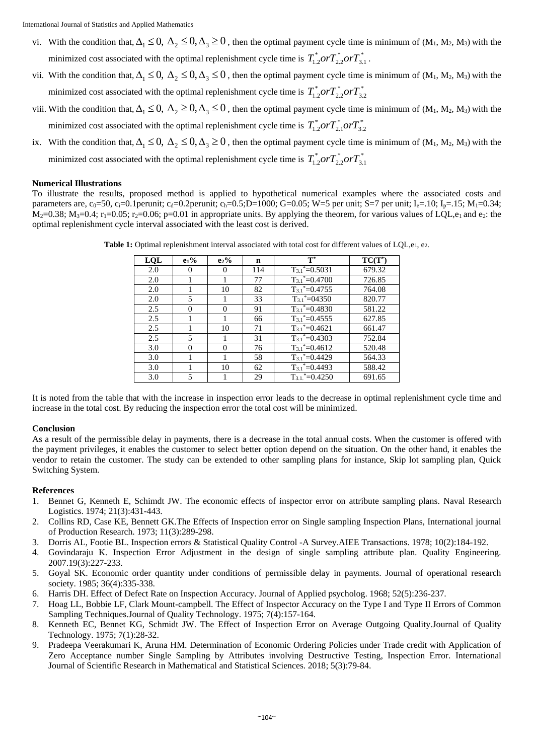vi. With the condition that, $\Delta_1 \le 0,\ \Delta_2 \le 0, \Delta_3 \ge 0$ , then the optimal payment cycle time is minimum of ($M_1$, $M_2$, $M_3$) with the minimized cost associated with the optimal replenishment cycle time is $T^*_{1.2} or T^*_{2.2} or T^*_{3.1}$ .

vii. With the condition that, $\Delta_1 \le 0,\ \Delta_2 \le 0, \Delta_3 \le 0$ , then the optimal payment cycle time is minimum of ($M_1$, $M_2$, $M_3$) with the minimized cost associated with the optimal replenishment cycle time is $T^*_{1.2} or T^*_{2.2} or T^*_{3.2}$

viii. With the condition that, $\Delta_1 \le 0,\ \Delta_2 \ge 0, \Delta_3 \le 0$ , then the optimal payment cycle time is minimum of ($M_1$, $M_2$, $M_3$) with the minimized cost associated with the optimal replenishment cycle time is $T^*_{1.2} or T^*_{2.1} or T^*_{3.2}$

ix. With the condition that, $\Delta_1 \le 0,\ \Delta_2 \le 0, \Delta_3 \ge 0$ , then the optimal payment cycle time is minimum of ($M_1$, $M_2$, $M_3$) with the minimized cost associated with the optimal replenishment cycle time is $T^*_{1.2} or T^*_{2.2} or T^*_{3.1}$

### Numerical Illustrations

To illustrate the results, proposed method is applied to hypothetical numerical examples where the associated costs and parameters are, $c_0$=50, $c_i$=0.1perunit; $c_d$=0.2perunit; $c_h$=0.5;D=1000; G=0.05; W=5 per unit; S=7 per unit; $I_e$=.10; $I_p$=.15; $M_1$=0.34; $M_2$=0.38; $M_3$=0.4; $r_1$=0.05; $r_2$=0.06; p=0.01 in appropriate units. By applying the theorem, for various values of LQL,$e_1$ and $e_2$: the optimal replenishment cycle interval associated with the least cost is derived.

**Table 1:** Optimal replenishment interval associated with total cost for different values of LQL,$e_1$, $e_2$.

| LQL | $e_1$% | $e_2$% | n | $T^*$ | $TC(T^*)$ |
|---|---|---|---|---|---|
| 2.0 | 0 | 0 | 114 | $T_{3.1}^*$=0.5031 | 679.32 |
| 2.0 | 1 | 1 | 77 | $T_{3.1}^*$=0.4700 | 726.85 |
| 2.0 | 1 | 10 | 82 | $T_{3.1}^*$=0.4755 | 764.08 |
| 2.0 | 5 | 1 | 33 | $T_{3.1}^*$=04350 | 820.77 |
| 2.5 | 0 | 0 | 91 | $T_{3.1}^*$=0.4830 | 581.22 |
| 2.5 | 1 | 1 | 66 | $T_{3.1}^*$=0.4555 | 627.85 |
| 2.5 | 1 | 10 | 71 | $T_{3.1}^*$=0.4621 | 661.47 |
| 2.5 | 5 | 1 | 31 | $T_{3.1}^*$=0.4303 | 752.84 |
| 3.0 | 0 | 0 | 76 | $T_{3.1}^*$=0.4612 | 520.48 |
| 3.0 | 1 | 1 | 58 | $T_{3.1}^*$=0.4429 | 564.33 |
| 3.0 | 1 | 10 | 62 | $T_{3.1}^*$=0.4493 | 588.42 |
| 3.0 | 5 | 1 | 29 | $T_{3.1.}^*$=0.4250 | 691.65 |

It is noted from the table that with the increase in inspection error leads to the decrease in optimal replenishment cycle time and increase in the total cost. By reducing the inspection error the total cost will be minimized.

### Conclusion

As a result of the permissible delay in payments, there is a decrease in the total annual costs. When the customer is offered with the payment privileges, it enables the customer to select better option depend on the situation. On the other hand, it enables the vendor to retain the customer. The study can be extended to other sampling plans for instance, Skip lot sampling plan, Quick Switching System.

### References

1. Bennet G, Kenneth E, Schimdt JW. The economic effects of inspector error on attribute sampling plans. Naval Research Logistics. 1974; 21(3):431-443.
2. Collins RD, Case KE, Bennett GK.The Effects of Inspection error on Single sampling Inspection Plans, International journal of Production Research. 1973; 11(3):289-298.
3. Dorris AL, Footie BL. Inspection errors & Statistical Quality Control -A Survey.AIEE Transactions. 1978; 10(2):184-192.
4. Govindaraju K. Inspection Error Adjustment in the design of single sampling attribute plan. Quality Engineering. 2007.19(3):227-233.
5. Goyal SK. Economic order quantity under conditions of permissible delay in payments. Journal of operational research society. 1985; 36(4):335-338.
6. Harris DH. Effect of Defect Rate on Inspection Accuracy. Journal of Applied psycholog. 1968; 52(5):236-237.
7. Hoag LL, Bobbie LF, Clark Mount-campbell. The Effect of Inspector Accuracy on the Type I and Type II Errors of Common Sampling Techniques.Journal of Quality Technology. 1975; 7(4):157-164.
8. Kenneth EC, Bennet KG, Schmidt JW. The Effect of Inspection Error on Average Outgoing Quality.Journal of Quality Technology. 1975; 7(1):28-32.
9. Pradeepa Veerakumari K, Aruna HM. Determination of Economic Ordering Policies under Trade credit with Application of Zero Acceptance number Single Sampling by Attributes involving Destructive Testing, Inspection Error. International Journal of Scientific Research in Mathematical and Statistical Sciences. 2018; 5(3):79-84.